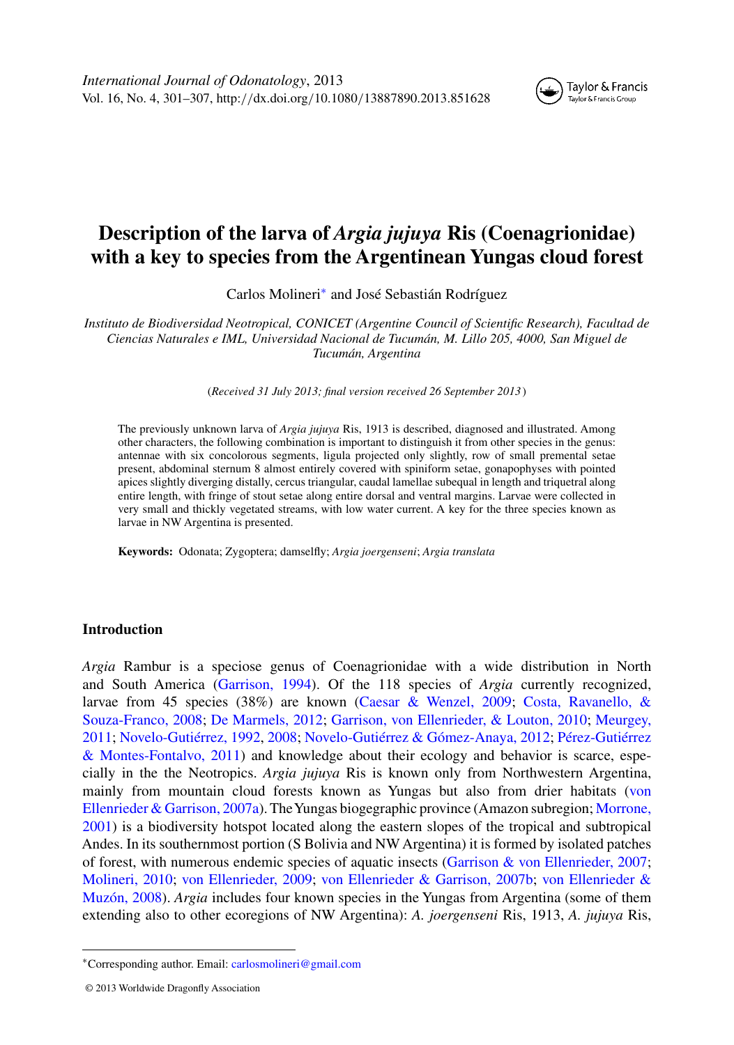*International Journal of Odonatology*, 2013
Vol. 16, No. 4, 301–307, http://dx.doi.org/10.1080/13887890.2013.851628

# Description of the larva of *Argia jujuya* Ris (Coenagrionidae) with a key to species from the Argentinean Yungas cloud forest

Carlos Molineri* and José Sebastián Rodríguez

*Instituto de Biodiversidad Neotropical, CONICET (Argentine Council of Scientific Research), Facultad de Ciencias Naturales e IML, Universidad Nacional de Tucumán, M. Lillo 205, 4000, San Miguel de Tucumán, Argentina*

(*Received 31 July 2013; final version received 26 September 2013*)

The previously unknown larva of *Argia jujuya* Ris, 1913 is described, diagnosed and illustrated. Among other characters, the following combination is important to distinguish it from other species in the genus: antennae with six concolorous segments, ligula projected only slightly, row of small premental setae present, abdominal sternum 8 almost entirely covered with spiniform setae, gonapophyses with pointed apices slightly diverging distally, cercus triangular, caudal lamellae subequal in length and triquetral along entire length, with fringe of stout setae along entire dorsal and ventral margins. Larvae were collected in very small and thickly vegetated streams, with low water current. A key for the three species known as larvae in NW Argentina is presented.

**Keywords:** Odonata; Zygoptera; damselfly; *Argia joergenseni*; *Argia translata*

## Introduction

*Argia* Rambur is a speciose genus of Coenagrionidae with a wide distribution in North and South America (Garrison, 1994). Of the 118 species of *Argia* currently recognized, larvae from 45 species (38%) are known (Caesar & Wenzel, 2009; Costa, Ravanello, & Souza-Franco, 2008; De Marmels, 2012; Garrison, von Ellenrieder, & Louton, 2010; Meurgey, 2011; Novelo-Gutiérrez, 1992, 2008; Novelo-Gutiérrez & Gómez-Anaya, 2012; Pérez-Gutiérrez & Montes-Fontalvo, 2011) and knowledge about their ecology and behavior is scarce, especially in the the Neotropics. *Argia jujuya* Ris is known only from Northwestern Argentina, mainly from mountain cloud forests known as Yungas but also from drier habitats (von Ellenrieder & Garrison, 2007a). The Yungas biogegraphic province (Amazon subregion; Morrone, 2001) is a biodiversity hotspot located along the eastern slopes of the tropical and subtropical Andes. In its southernmost portion (S Bolivia and NW Argentina) it is formed by isolated patches of forest, with numerous endemic species of aquatic insects (Garrison & von Ellenrieder, 2007; Molineri, 2010; von Ellenrieder, 2009; von Ellenrieder & Garrison, 2007b; von Ellenrieder & Muzón, 2008). *Argia* includes four known species in the Yungas from Argentina (some of them extending also to other ecoregions of NW Argentina): *A. joergenseni* Ris, 1913, *A. jujuya* Ris,

*Corresponding author. Email: carlosmolineri@gmail.com

© 2013 Worldwide Dragonfly Association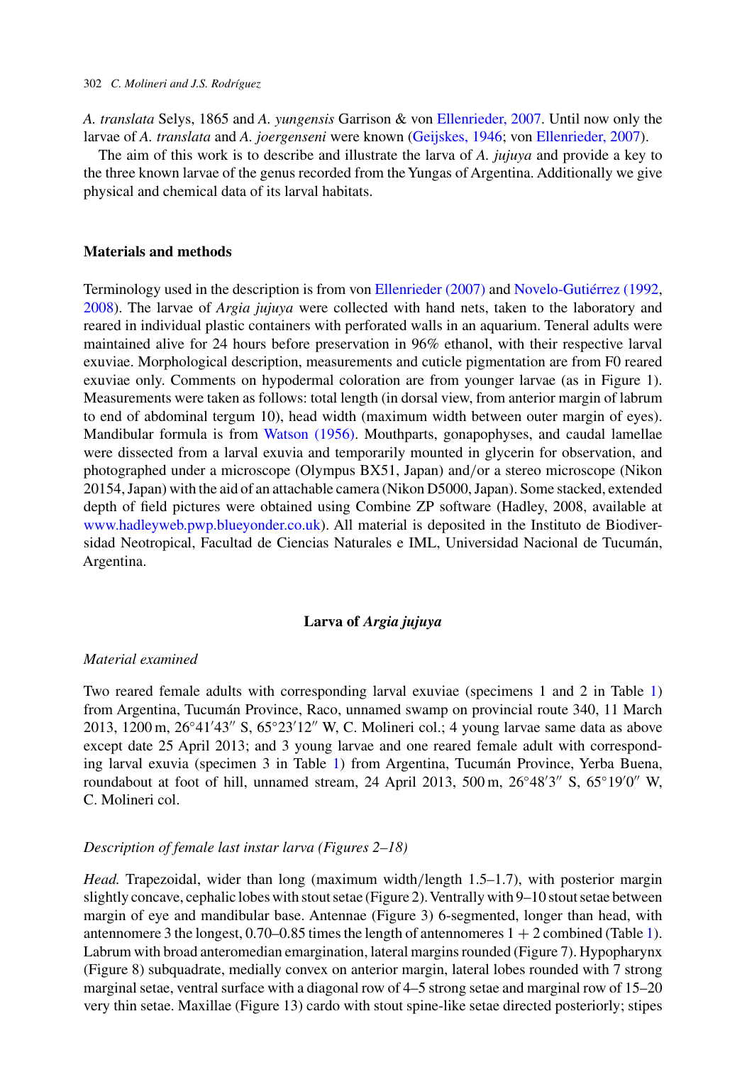*A. translata* Selys, 1865 and *A. yungensis* Garrison & von Ellenrieder, 2007. Until now only the larvae of *A. translata* and *A. joergenseni* were known (Geijskes, 1946; von Ellenrieder, 2007).

The aim of this work is to describe and illustrate the larva of *A. jujuya* and provide a key to the three known larvae of the genus recorded from the Yungas of Argentina. Additionally we give physical and chemical data of its larval habitats.

## Materials and methods

Terminology used in the description is from von Ellenrieder (2007) and Novelo-Gutiérrez (1992, 2008). The larvae of *Argia jujuya* were collected with hand nets, taken to the laboratory and reared in individual plastic containers with perforated walls in an aquarium. Teneral adults were maintained alive for 24 hours before preservation in 96% ethanol, with their respective larval exuviae. Morphological description, measurements and cuticle pigmentation are from F0 reared exuviae only. Comments on hypodermal coloration are from younger larvae (as in Figure 1). Measurements were taken as follows: total length (in dorsal view, from anterior margin of labrum to end of abdominal tergum 10), head width (maximum width between outer margin of eyes). Mandibular formula is from Watson (1956). Mouthparts, gonapophyses, and caudal lamellae were dissected from a larval exuvia and temporarily mounted in glycerin for observation, and photographed under a microscope (Olympus BX51, Japan) and/or a stereo microscope (Nikon 20154, Japan) with the aid of an attachable camera (Nikon D5000, Japan). Some stacked, extended depth of field pictures were obtained using Combine ZP software (Hadley, 2008, available at www.hadleyweb.pwp.blueyonder.co.uk). All material is deposited in the Instituto de Biodiversidad Neotropical, Facultad de Ciencias Naturales e IML, Universidad Nacional de Tucumán, Argentina.

## Larva of *Argia jujuya*

### *Material examined*

Two reared female adults with corresponding larval exuviae (specimens 1 and 2 in Table 1) from Argentina, Tucumán Province, Raco, unnamed swamp on provincial route 340, 11 March 2013, 1200 m, 26°41′43″ S, 65°23′12″ W, C. Molineri col.; 4 young larvae same data as above except date 25 April 2013; and 3 young larvae and one reared female adult with corresponding larval exuvia (specimen 3 in Table 1) from Argentina, Tucumán Province, Yerba Buena, roundabout at foot of hill, unnamed stream, 24 April 2013, 500 m, 26°48′3″ S, 65°19′0″ W, C. Molineri col.

### *Description of female last instar larva (Figures 2–18)*

*Head.* Trapezoidal, wider than long (maximum width/length 1.5–1.7), with posterior margin slightly concave, cephalic lobes with stout setae (Figure 2). Ventrally with 9–10 stout setae between margin of eye and mandibular base. Antennae (Figure 3) 6-segmented, longer than head, with antennomere 3 the longest, 0.70–0.85 times the length of antennomeres 1 + 2 combined (Table 1). Labrum with broad anteromedian emargination, lateral margins rounded (Figure 7). Hypopharynx (Figure 8) subquadrate, medially convex on anterior margin, lateral lobes rounded with 7 strong marginal setae, ventral surface with a diagonal row of 4–5 strong setae and marginal row of 15–20 very thin setae. Maxillae (Figure 13) cardo with stout spine-like setae directed posteriorly; stipes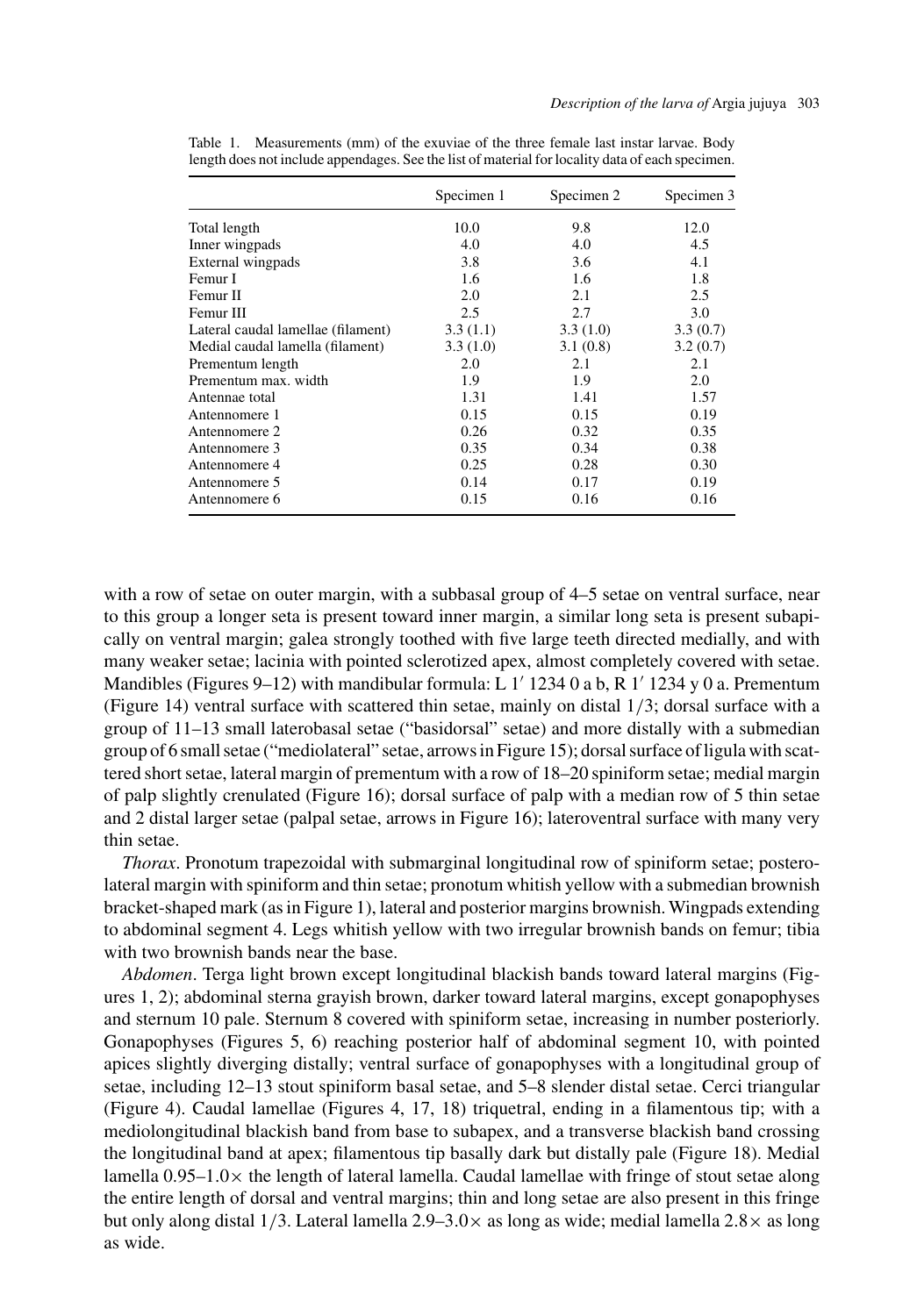Table 1. Measurements (mm) of the exuviae of the three female last instar larvae. Body length does not include appendages. See the list of material for locality data of each specimen.

| | Specimen 1 | Specimen 2 | Specimen 3 |
|---|---|---|---|
| Total length | 10.0 | 9.8 | 12.0 |
| Inner wingpads | 4.0 | 4.0 | 4.5 |
| External wingpads | 3.8 | 3.6 | 4.1 |
| Femur I | 1.6 | 1.6 | 1.8 |
| Femur II | 2.0 | 2.1 | 2.5 |
| Femur III | 2.5 | 2.7 | 3.0 |
| Lateral caudal lamellae (filament) | 3.3 (1.1) | 3.3 (1.0) | 3.3 (0.7) |
| Medial caudal lamella (filament) | 3.3 (1.0) | 3.1 (0.8) | 3.2 (0.7) |
| Prementum length | 2.0 | 2.1 | 2.1 |
| Prementum max. width | 1.9 | 1.9 | 2.0 |
| Antennae total | 1.31 | 1.41 | 1.57 |
| Antennomere 1 | 0.15 | 0.15 | 0.19 |
| Antennomere 2 | 0.26 | 0.32 | 0.35 |
| Antennomere 3 | 0.35 | 0.34 | 0.38 |
| Antennomere 4 | 0.25 | 0.28 | 0.30 |
| Antennomere 5 | 0.14 | 0.17 | 0.19 |
| Antennomere 6 | 0.15 | 0.16 | 0.16 |

with a row of setae on outer margin, with a subbasal group of 4–5 setae on ventral surface, near to this group a longer seta is present toward inner margin, a similar long seta is present subapically on ventral margin; galea strongly toothed with five large teeth directed medially, and with many weaker setae; lacinia with pointed sclerotized apex, almost completely covered with setae. Mandibles (Figures 9–12) with mandibular formula: L 1′ 1234 0 a b, R 1′ 1234 y 0 a. Prementum (Figure 14) ventral surface with scattered thin setae, mainly on distal 1/3; dorsal surface with a group of 11–13 small laterobasal setae ("basidorsal" setae) and more distally with a submedian group of 6 small setae ("mediolateral" setae, arrows in Figure 15); dorsal surface of ligula with scattered short setae, lateral margin of prementum with a row of 18–20 spiniform setae; medial margin of palp slightly crenulated (Figure 16); dorsal surface of palp with a median row of 5 thin setae and 2 distal larger setae (palpal setae, arrows in Figure 16); lateroventral surface with many very thin setae.

*Thorax*. Pronotum trapezoidal with submarginal longitudinal row of spiniform setae; posterolateral margin with spiniform and thin setae; pronotum whitish yellow with a submedian brownish bracket-shaped mark (as in Figure 1), lateral and posterior margins brownish. Wingpads extending to abdominal segment 4. Legs whitish yellow with two irregular brownish bands on femur; tibia with two brownish bands near the base.

*Abdomen*. Terga light brown except longitudinal blackish bands toward lateral margins (Figures 1, 2); abdominal sterna grayish brown, darker toward lateral margins, except gonapophyses and sternum 10 pale. Sternum 8 covered with spiniform setae, increasing in number posteriorly. Gonapophyses (Figures 5, 6) reaching posterior half of abdominal segment 10, with pointed apices slightly diverging distally; ventral surface of gonapophyses with a longitudinal group of setae, including 12–13 stout spiniform basal setae, and 5–8 slender distal setae. Cerci triangular (Figure 4). Caudal lamellae (Figures 4, 17, 18) triquetral, ending in a filamentous tip; with a mediolongitudinal blackish band from base to subapex, and a transverse blackish band crossing the longitudinal band at apex; filamentous tip basally dark but distally pale (Figure 18). Medial lamella 0.95–1.0× the length of lateral lamella. Caudal lamellae with fringe of stout setae along the entire length of dorsal and ventral margins; thin and long setae are also present in this fringe but only along distal 1/3. Lateral lamella 2.9–3.0× as long as wide; medial lamella 2.8× as long as wide.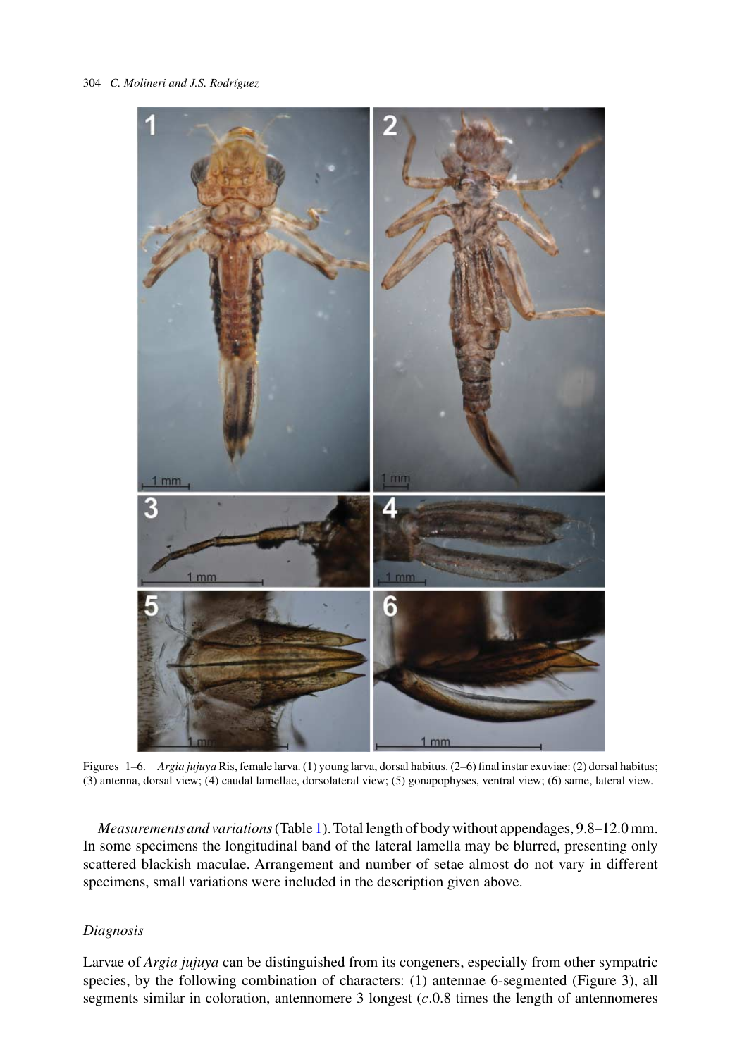Figures 1–6. *Argia jujuya* Ris, female larva. (1) young larva, dorsal habitus. (2–6) final instar exuviae: (2) dorsal habitus; (3) antenna, dorsal view; (4) caudal lamellae, dorsolateral view; (5) gonapophyses, ventral view; (6) same, lateral view.

*Measurements and variations* (Table 1). Total length of body without appendages, 9.8–12.0 mm. In some specimens the longitudinal band of the lateral lamella may be blurred, presenting only scattered blackish maculae. Arrangement and number of setae almost do not vary in different specimens, small variations were included in the description given above.

### *Diagnosis*

Larvae of *Argia jujuya* can be distinguished from its congeners, especially from other sympatric species, by the following combination of characters: (1) antennae 6-segmented (Figure 3), all segments similar in coloration, antennomere 3 longest (*c*.0.8 times the length of antennomeres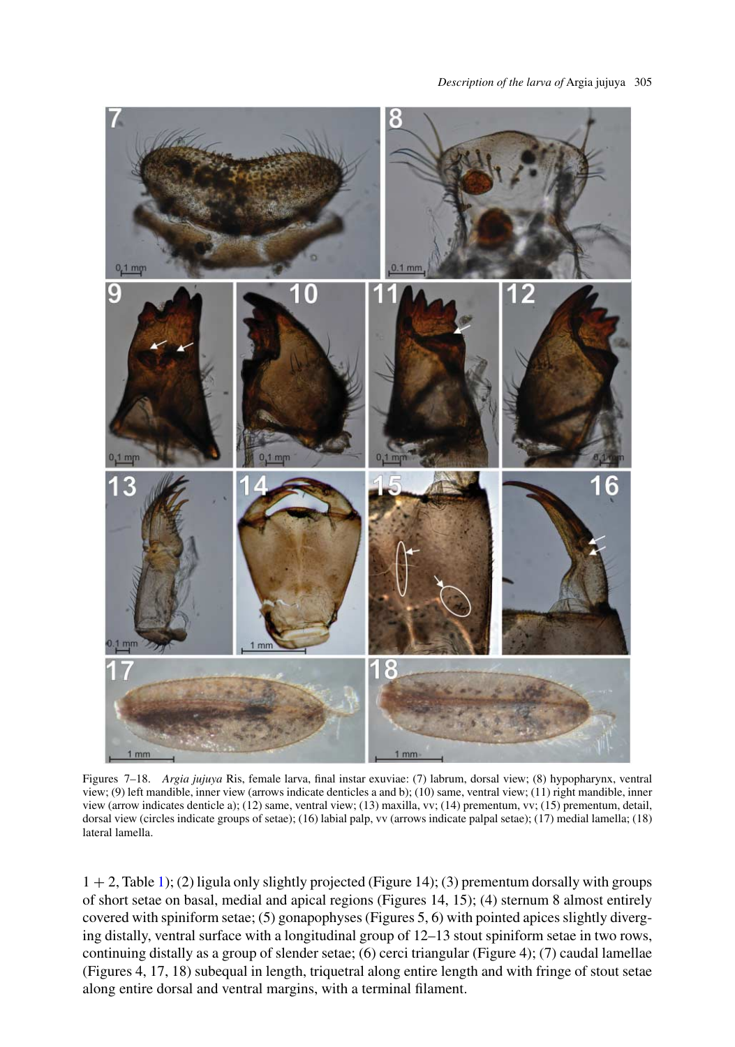Figures 7–18. *Argia jujuya* Ris, female larva, final instar exuviae: (7) labrum, dorsal view; (8) hypopharynx, ventral view; (9) left mandible, inner view (arrows indicate denticles a and b); (10) same, ventral view; (11) right mandible, inner view (arrow indicates denticle a); (12) same, ventral view; (13) maxilla, vv; (14) prementum, vv; (15) prementum, detail, dorsal view (circles indicate groups of setae); (16) labial palp, vv (arrows indicate palpal setae); (17) medial lamella; (18) lateral lamella.

1 + 2, Table 1); (2) ligula only slightly projected (Figure 14); (3) prementum dorsally with groups of short setae on basal, medial and apical regions (Figures 14, 15); (4) sternum 8 almost entirely covered with spiniform setae; (5) gonapophyses (Figures 5, 6) with pointed apices slightly diverging distally, ventral surface with a longitudinal group of 12–13 stout spiniform setae in two rows, continuing distally as a group of slender setae; (6) cerci triangular (Figure 4); (7) caudal lamellae (Figures 4, 17, 18) subequal in length, triquetral along entire length and with fringe of stout setae along entire dorsal and ventral margins, with a terminal filament.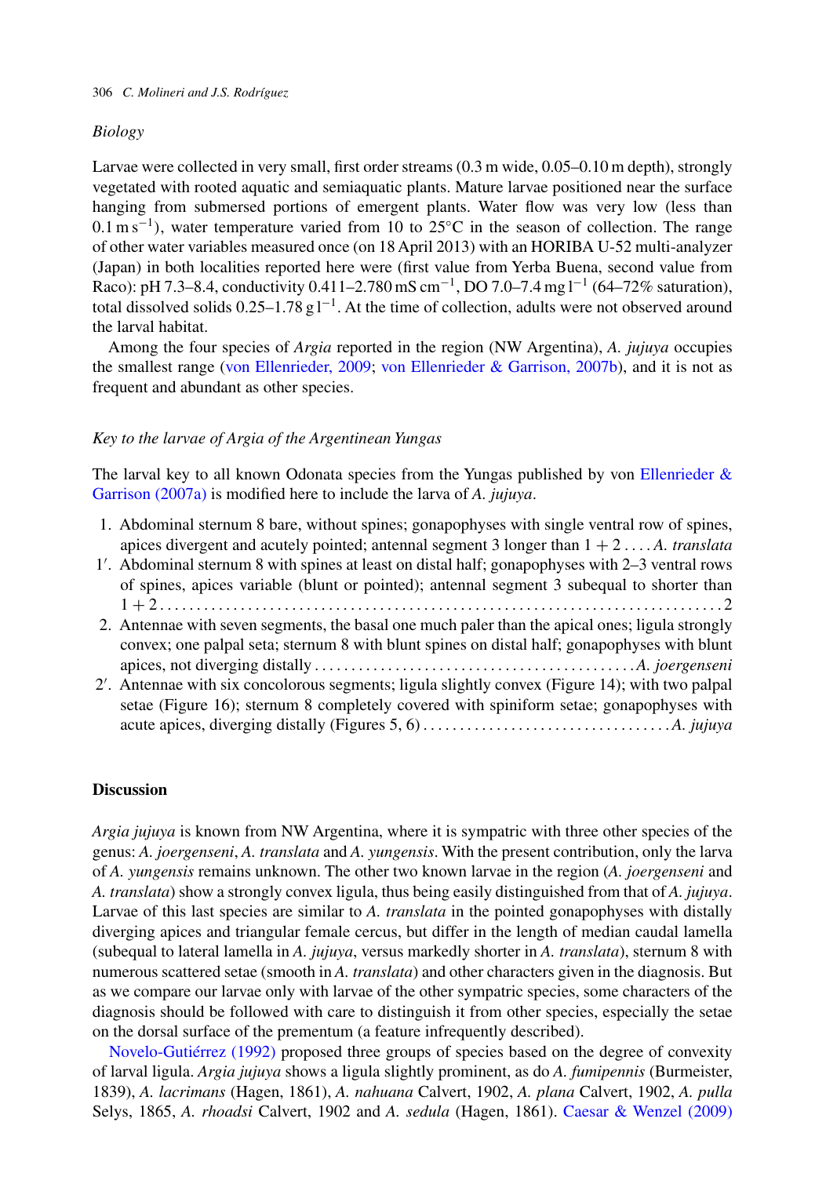*Biology*

Larvae were collected in very small, first order streams (0.3 m wide, 0.05–0.10 m depth), strongly vegetated with rooted aquatic and semiaquatic plants. Mature larvae positioned near the surface hanging from submersed portions of emergent plants. Water flow was very low (less than $0.1\,\mathrm{m\,s^{-1}}$), water temperature varied from 10 to 25°C in the season of collection. The range of other water variables measured once (on 18 April 2013) with an HORIBA U-52 multi-analyzer (Japan) in both localities reported here were (first value from Yerba Buena, second value from Raco): pH 7.3–8.4, conductivity $0.411–2.780\,\mathrm{mS\,cm^{-1}}$, DO $7.0–7.4\,\mathrm{mg\,l^{-1}}$ (64–72% saturation), total dissolved solids $0.25–1.78\,\mathrm{g\,l^{-1}}$. At the time of collection, adults were not observed around the larval habitat.

Among the four species of *Argia* reported in the region (NW Argentina), *A. jujuya* occupies the smallest range (von Ellenrieder, 2009; von Ellenrieder & Garrison, 2007b), and it is not as frequent and abundant as other species.

*Key to the larvae of Argia of the Argentinean Yungas*

The larval key to all known Odonata species from the Yungas published by von Ellenrieder & Garrison (2007a) is modified here to include the larva of *A. jujuya*.

1. Abdominal sternum 8 bare, without spines; gonapophyses with single ventral row of spines, apices divergent and acutely pointed; antennal segment 3 longer than 1 + 2 .... *A. translata*

1′. Abdominal sternum 8 with spines at least on distal half; gonapophyses with 2–3 ventral rows of spines, apices variable (blunt or pointed); antennal segment 3 subequal to shorter than 1 + 2 .......... 2

2. Antennae with seven segments, the basal one much paler than the apical ones; ligula strongly convex; one palpal seta; sternum 8 with blunt spines on distal half; gonapophyses with blunt apices, not diverging distally .......... *A. joergenseni*

2′. Antennae with six concolorous segments; ligula slightly convex (Figure 14); with two palpal setae (Figure 16); sternum 8 completely covered with spiniform setae; gonapophyses with acute apices, diverging distally (Figures 5, 6) .......... *A. jujuya*

## Discussion

*Argia jujuya* is known from NW Argentina, where it is sympatric with three other species of the genus: *A. joergenseni*, *A. translata* and *A. yungensis*. With the present contribution, only the larva of *A. yungensis* remains unknown. The other two known larvae in the region (*A. joergenseni* and *A. translata*) show a strongly convex ligula, thus being easily distinguished from that of *A. jujuya*. Larvae of this last species are similar to *A. translata* in the pointed gonapophyses with distally diverging apices and triangular female cercus, but differ in the length of median caudal lamella (subequal to lateral lamella in *A. jujuya*, versus markedly shorter in *A. translata*), sternum 8 with numerous scattered setae (smooth in *A. translata*) and other characters given in the diagnosis. But as we compare our larvae only with larvae of the other sympatric species, some characters of the diagnosis should be followed with care to distinguish it from other species, especially the setae on the dorsal surface of the prementum (a feature infrequently described).

Novelo-Gutiérrez (1992) proposed three groups of species based on the degree of convexity of larval ligula. *Argia jujuya* shows a ligula slightly prominent, as do *A. fumipennis* (Burmeister, 1839), *A. lacrimans* (Hagen, 1861), *A. nahuana* Calvert, 1902, *A. plana* Calvert, 1902, *A. pulla* Selys, 1865, *A. rhoadsi* Calvert, 1902 and *A. sedula* (Hagen, 1861). Caesar & Wenzel (2009)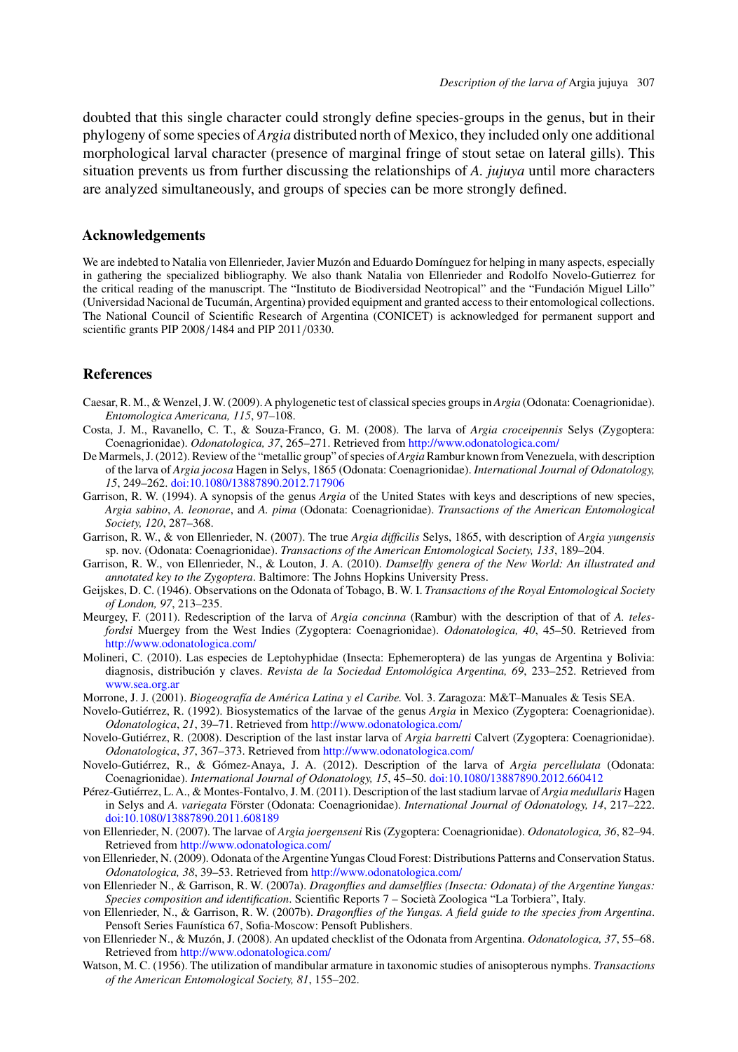doubted that this single character could strongly define species-groups in the genus, but in their phylogeny of some species of *Argia* distributed north of Mexico, they included only one additional morphological larval character (presence of marginal fringe of stout setae on lateral gills). This situation prevents us from further discussing the relationships of *A. jujuya* until more characters are analyzed simultaneously, and groups of species can be more strongly defined.

## Acknowledgements

We are indebted to Natalia von Ellenrieder, Javier Muzón and Eduardo Domínguez for helping in many aspects, especially in gathering the specialized bibliography. We also thank Natalia von Ellenrieder and Rodolfo Novelo-Gutierrez for the critical reading of the manuscript. The "Instituto de Biodiversidad Neotropical" and the "Fundación Miguel Lillo" (Universidad Nacional de Tucumán, Argentina) provided equipment and granted access to their entomological collections. The National Council of Scientific Research of Argentina (CONICET) is acknowledged for permanent support and scientific grants PIP 2008/1484 and PIP 2011/0330.

## References

Caesar, R. M., & Wenzel, J. W. (2009). A phylogenetic test of classical species groups in *Argia* (Odonata: Coenagrionidae). *Entomologica Americana, 115*, 97–108.

Costa, J. M., Ravanello, C. T., & Souza-Franco, G. M. (2008). The larva of *Argia croceipennis* Selys (Zygoptera: Coenagrionidae). *Odonatologica, 37*, 265–271. Retrieved from http://www.odonatologica.com/

De Marmels, J. (2012). Review of the "metallic group" of species of *Argia* Rambur known from Venezuela, with description of the larva of *Argia jocosa* Hagen in Selys, 1865 (Odonata: Coenagrionidae). *International Journal of Odonatology, 15*, 249–262. doi:10.1080/13887890.2012.717906

Garrison, R. W. (1994). A synopsis of the genus *Argia* of the United States with keys and descriptions of new species, *Argia sabino*, *A. leonorae*, and *A. pima* (Odonata: Coenagrionidae). *Transactions of the American Entomological Society, 120*, 287–368.

Garrison, R. W., & von Ellenrieder, N. (2007). The true *Argia difficilis* Selys, 1865, with description of *Argia yungensis* sp. nov. (Odonata: Coenagrionidae). *Transactions of the American Entomological Society, 133*, 189–204.

Garrison, R. W., von Ellenrieder, N., & Louton, J. A. (2010). *Damselfly genera of the New World: An illustrated and annotated key to the Zygoptera*. Baltimore: The Johns Hopkins University Press.

Geijskes, D. C. (1946). Observations on the Odonata of Tobago, B. W. I. *Transactions of the Royal Entomological Society of London, 97*, 213–235.

Meurgey, F. (2011). Redescription of the larva of *Argia concinna* (Rambur) with the description of that of *A. telesfordsi* Muergey from the West Indies (Zygoptera: Coenagrionidae). *Odonatologica, 40*, 45–50. Retrieved from http://www.odonatologica.com/

Molineri, C. (2010). Las especies de Leptohyphidae (Insecta: Ephemeroptera) de las yungas de Argentina y Bolivia: diagnosis, distribución y claves. *Revista de la Sociedad Entomológica Argentina, 69*, 233–252. Retrieved from www.sea.org.ar

Morrone, J. J. (2001). *Biogeografía de América Latina y el Caribe.* Vol. 3. Zaragoza: M&T–Manuales & Tesis SEA.

Novelo-Gutiérrez, R. (1992). Biosystematics of the larvae of the genus *Argia* in Mexico (Zygoptera: Coenagrionidae). *Odonatologica*, *21*, 39–71. Retrieved from http://www.odonatologica.com/

Novelo-Gutiérrez, R. (2008). Description of the last instar larva of *Argia barretti* Calvert (Zygoptera: Coenagrionidae). *Odonatologica*, *37*, 367–373. Retrieved from http://www.odonatologica.com/

Novelo-Gutiérrez, R., & Gómez-Anaya, J. A. (2012). Description of the larva of *Argia percellulata* (Odonata: Coenagrionidae). *International Journal of Odonatology, 15*, 45–50. doi:10.1080/13887890.2012.660412

Pérez-Gutiérrez, L. A., & Montes-Fontalvo, J. M. (2011). Description of the last stadium larvae of *Argia medullaris* Hagen in Selys and *A. variegata* Förster (Odonata: Coenagrionidae). *International Journal of Odonatology, 14*, 217–222. doi:10.1080/13887890.2011.608189

von Ellenrieder, N. (2007). The larvae of *Argia joergenseni* Ris (Zygoptera: Coenagrionidae). *Odonatologica, 36*, 82–94. Retrieved from http://www.odonatologica.com/

von Ellenrieder, N. (2009). Odonata of the Argentine Yungas Cloud Forest: Distributions Patterns and Conservation Status. *Odonatologica, 38*, 39–53. Retrieved from http://www.odonatologica.com/

von Ellenrieder N., & Garrison, R. W. (2007a). *Dragonflies and damselflies (Insecta: Odonata) of the Argentine Yungas: Species composition and identification*. Scientific Reports 7 – Società Zoologica "La Torbiera", Italy.

von Ellenrieder, N., & Garrison, R. W. (2007b). *Dragonflies of the Yungas. A field guide to the species from Argentina*. Pensoft Series Faunística 67, Sofia-Moscow: Pensoft Publishers.

von Ellenrieder N., & Muzón, J. (2008). An updated checklist of the Odonata from Argentina. *Odonatologica, 37*, 55–68. Retrieved from http://www.odonatologica.com/

Watson, M. C. (1956). The utilization of mandibular armature in taxonomic studies of anisopterous nymphs. *Transactions of the American Entomological Society, 81*, 155–202.